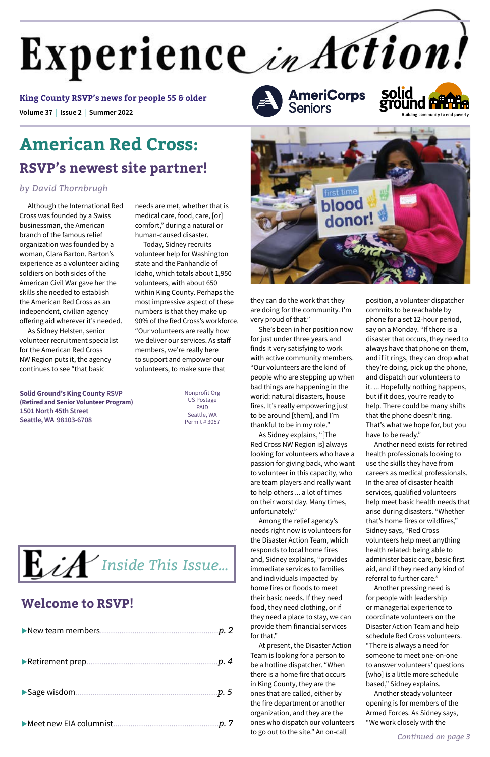# Experience in Action!

**King County RSVP's news for people 55 & older**

Volume 37 | Issue 2 | Summer 2022

AmeriCorps Seniors

solid ground — Building community to end poverty

# American Red Cross:

## RSVP's newest site partner!

*by David Thornbrugh*

Although the International Red Cross was founded by a Swiss businessman, the American branch of the famous relief organization was founded by a woman, Clara Barton. Barton's experience as a volunteer aiding soldiers on both sides of the American Civil War gave her the skills she needed to establish the American Red Cross as an independent, civilian agency offering aid wherever it's needed.

As Sidney Helsten, senior volunteer recruitment specialist for the American Red Cross NW Region puts it, the agency continues to see "that basic needs are met, whether that is medical care, food, care, [or] comfort," during a natural or human-caused disaster.

Today, Sidney recruits volunteer help for Washington state and the Panhandle of Idaho, which totals about 1,950 volunteers, with about 650 within King County. Perhaps the most impressive aspect of these numbers is that they make up 90% of the Red Cross's workforce. "Our volunteers are really how we deliver our services. As staff members, we're really here to support and empower our volunteers, to make sure that they can do the work that they are doing for the community. I'm very proud of that."

She's been in her position now for just under three years and finds it very satisfying to work with active community members. "Our volunteers are the kind of people who are stepping up when bad things are happening in the world: natural disasters, house fires. It's really empowering just to be around [them], and I'm thankful to be in my role."

As Sidney explains, "[The Red Cross NW Region is] always looking for volunteers who have a passion for giving back, who want to volunteer in this capacity, who are team players and really want to help others ... a lot of times on their worst day. Many times, unfortunately."

Among the relief agency's needs right now is volunteers for the Disaster Action Team, which responds to local home fires and, Sidney explains, "provides immediate services to families and individuals impacted by home fires or floods to meet their basic needs. If they need food, they need clothing, or if they need a place to stay, we can provide them financial services for that."

At present, the Disaster Action Team is looking for a person to be a hotline dispatcher. "When there is a home fire that occurs in King County, they are the ones that are called, either by the fire department or another organization, and they are the ones who dispatch our volunteers to go out to the site." An on-call position, a volunteer dispatcher commits to be reachable by phone for a set 12-hour period, say on a Monday. "If there is a disaster that occurs, they need to always have that phone on them, and if it rings, they can drop what they're doing, pick up the phone, and dispatch our volunteers to it. ... Hopefully nothing happens, but if it does, you're ready to help. There could be many shifts that the phone doesn't ring. That's what we hope for, but you have to be ready."

Another need exists for retired health professionals looking to use the skills they have from careers as medical professionals. In the area of disaster health services, qualified volunteers help meet basic health needs that arise during disasters. "Whether that's home fires or wildfires," Sidney says, "Red Cross volunteers help meet anything health related: being able to administer basic care, basic first aid, and if they need any kind of referral to further care."

Another pressing need is for people with leadership or managerial experience to coordinate volunteers on the Disaster Action Team and help schedule Red Cross volunteers. "There is always a need for someone to meet one-on-one to answer volunteers' questions [who] is a little more schedule based," Sidney explains.

Another steady volunteer opening is for members of the Armed Forces. As Sidney says, "We work closely with the

*Continued on page 3*

**Solid Ground's King County RSVP**
**(Retired and Senior Volunteer Program)**
**1501 North 45th Street**
**Seattle, WA 98103-6708**

Nonprofit Org
US Postage
PAID
Seattle, WA
Permit # 3057

## EiA Inside This Issue...

## Welcome to RSVP!

- ▶New team members ........ *p. 2*
- ▶Retirement prep ........ *p. 4*
- ▶Sage wisdom ........ *p. 5*
- ▶Meet new EIA columnist ........ *p. 7*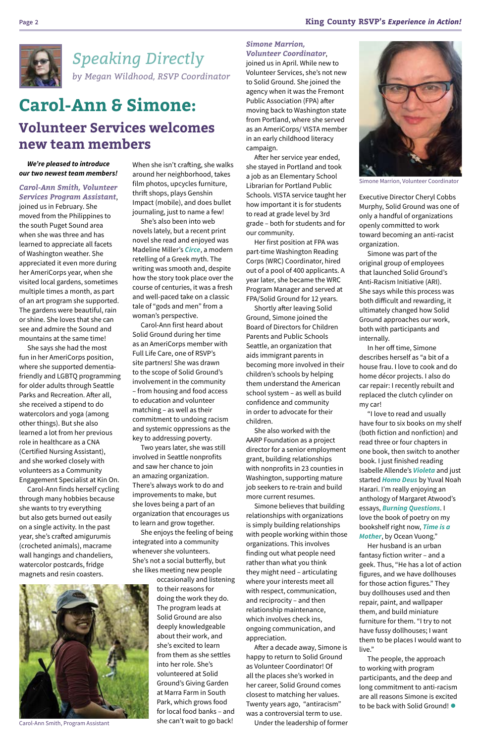## Speaking Directly

*by Megan Wildhood, RSVP Coordinator*

# Carol-Ann & Simone:

## Volunteer Services welcomes new team members

***We're pleased to introduce our two newest team members!***

***Carol-Ann Smith, Volunteer Services Program Assistant***, joined us in February. She moved from the Philippines to the south Puget Sound area when she was three and has learned to appreciate all facets of Washington weather. She appreciated it even more during her AmeriCorps year, when she visited local gardens, sometimes multiple times a month, as part of an art program she supported. The gardens were beautiful, rain or shine. She loves that she can see and admire the Sound and mountains at the same time!

She says she had the most fun in her AmeriCorps position, where she supported dementia-friendly and LGBTQ programming for older adults through Seattle Parks and Recreation. After all, she received a stipend to do watercolors and yoga (among other things). But she also learned a lot from her previous role in healthcare as a CNA (Certified Nursing Assistant), and she worked closely with volunteers as a Community Engagement Specialist at Kin On.

Carol-Ann finds herself cycling through many hobbies because she wants to try everything but also gets burned out easily on a single activity. In the past year, she's crafted amigurumis (crocheted animals), macrame wall hangings and chandeliers, watercolor postcards, fridge magnets and resin coasters.

When she isn't crafting, she walks around her neighborhood, takes film photos, upcycles furniture, thrift shops, plays Genshin Impact (mobile), and does bullet journaling, just to name a few!

She's also been into web novels lately, but a recent print novel she read and enjoyed was Madeline Miller's ***Circe***, a modern retelling of a Greek myth. The writing was smooth and, despite how the story took place over the course of centuries, it was a fresh and well-paced take on a classic tale of "gods and men" from a woman's perspective.

Carol-Ann first heard about Solid Ground during her time as an AmeriCorps member with Full Life Care, one of RSVP's site partners! She was drawn to the scope of Solid Ground's involvement in the community – from housing and food access to education and volunteer matching – as well as their commitment to undoing racism and systemic oppressions as the key to addressing poverty.

Two years later, she was still involved in Seattle nonprofits and saw her chance to join an amazing organization. There's always work to do and improvements to make, but she loves being a part of an organization that encourages us to learn and grow together.

She enjoys the feeling of being integrated into a community whenever she volunteers. She's not a social butterfly, but she likes meeting new people occasionally and listening to their reasons for doing the work they do. The program leads at Solid Ground are also deeply knowledgeable about their work, and she's excited to learn from them as she settles into her role. She's volunteered at Solid Ground's Lettuce Link Giving Garden at Marra Farm in South Park, which grows food for local food banks – and she can't wait to go back!

Carol-Ann Smith, Program Assistant

***Simone Marrion, Volunteer Coordinator***, joined us in April. While new to Volunteer Services, she's not new to Solid Ground. She joined the agency when it was the Fremont Public Association (FPA) after moving back to Washington state from Portland, where she served as an AmeriCorps/ VISTA member in an early childhood literacy campaign.

After her service year ended, she stayed in Portland and took a job as an Elementary School Librarian for Portland Public Schools. VISTA service taught her how important it is for students to read at grade level by 3rd grade – both for students and for our community.

Her first position at FPA was part-time Washington Reading Corps (WRC) Coordinator, hired out of a pool of 400 applicants. A year later, she became the WRC Program Manager and served at FPA/Solid Ground for 12 years.

Shortly after leaving Solid Ground, Simone joined the Board of Directors for Children Parents and Public Schools Seattle, an organization that aids immigrant parents in becoming more involved in their children's schools by helping them understand the American school system – as well as build confidence and community in order to advocate for their children.

She also worked with the AARP Foundation as a project director for a senior employment grant, building relationships with nonprofits in 23 counties in Washington, supporting mature job seekers to re-train and build more current resumes.

Simone believes that building relationships with organizations is simply building relationships with people working within those organizations. This involves finding out what people need rather than what you think they might need – articulating where your interests meet all with respect, communication, and reciprocity – and then relationship maintenance, which involves check ins, ongoing communication, and appreciation.

After a decade away, Simone is happy to return to Solid Ground as Volunteer Coordinator! Of all the places she's worked in her career, Solid Ground comes closest to matching her values. Twenty years ago, "antiracism" was a controversial term to use.

Under the leadership of former Executive Director Cheryl Cobbs Murphy, Solid Ground was one of only a handful of organizations openly committed to work toward becoming an anti-racist organization.

Simone Marrion, Volunteer Coordinator

Simone was part of the original group of employees that launched Solid Ground's Anti-Racism Initiative (ARI). She says while this process was both difficult and rewarding, it ultimately changed how Solid Ground approaches our work, both with participants and internally.

In her off time, Simone describes herself as "a bit of a house frau. I love to cook and do home décor projects. I also do car repair: I recently rebuilt and replaced the clutch cylinder on my car!

"I love to read and usually have four to six books on my shelf (both fiction and nonfiction) and read three or four chapters in one book, then switch to another book. I just finished reading Isabelle Allende's ***Violeta*** and just started ***Homo Deus*** by Yuval Noah Harari. I'm really enjoying an anthology of Margaret Atwood's essays, ***Burning Questions***. I love the book of poetry on my bookshelf right now, ***Time is a Mother***, by Ocean Vuong."

Her husband is an urban fantasy fiction writer – and a geek. Thus, "He has a lot of action figures, and we have dollhouses for those action figures." They buy dollhouses used and then repair, paint, and wallpaper them, and build miniature furniture for them. "I try to not have fussy dollhouses; I want them to be places I would want to live."

The people, the approach to working with program participants, and the deep and long commitment to anti-racism are all reasons Simone is excited to be back with Solid Ground!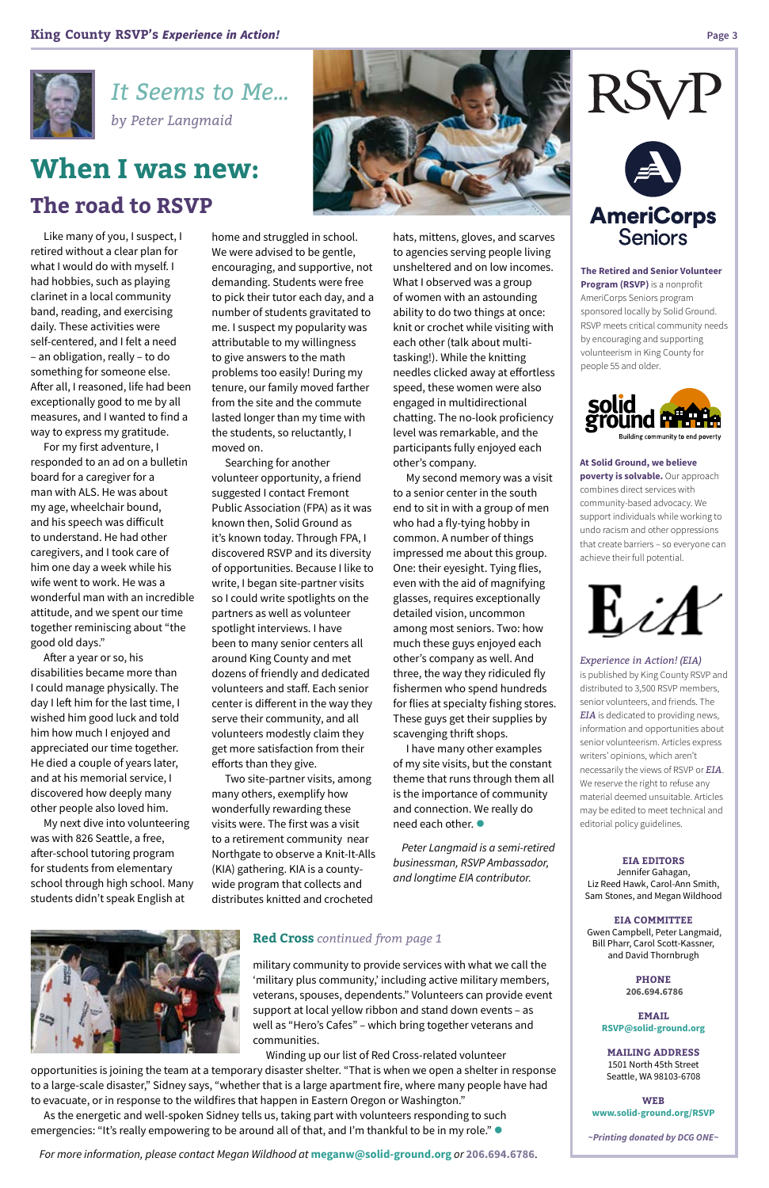## It Seems to Me...

*by Peter Langmaid*

# When I was new:

## The road to RSVP

Like many of you, I suspect, I retired without a clear plan for what I would do with myself. I had hobbies, such as playing clarinet in a local community band, reading, and exercising daily. These activities were self-centered, and I felt a need – an obligation, really – to do something for someone else. After all, I reasoned, life had been exceptionally good to me by all measures, and I wanted to find a way to express my gratitude.

For my first adventure, I responded to an ad on a bulletin board for a caregiver for a man with ALS. He was about my age, wheelchair bound, and his speech was difficult to understand. He had other caregivers, and I took care of him one day a week while his wife went to work. He was a wonderful man with an incredible attitude, and we spent our time together reminiscing about "the good old days."

After a year or so, his disabilities became more than I could manage physically. The day I left him for the last time, I wished him good luck and told him how much I enjoyed and appreciated our time together. He died a couple of years later, and at his memorial service, I discovered how deeply many other people also loved him.

My next dive into volunteering was with 826 Seattle, a free, after-school tutoring program for students from elementary school through high school. Many students didn't speak English at home and struggled in school. We were advised to be gentle, encouraging, and supportive, not demanding. Students were free to pick their tutor each day, and a number of students gravitated to me. I suspect my popularity was attributable to my willingness to give answers to the math problems too easily! During my tenure, our family moved farther from the site and the commute lasted longer than my time with the students, so reluctantly, I moved on.

Searching for another volunteer opportunity, a friend suggested I contact Fremont Public Association (FPA) as it was known then, Solid Ground as it's known today. Through FPA, I discovered RSVP and its diversity of opportunities. Because I like to write, I began site-partner visits so I could write spotlights on the partners as well as volunteer spotlight interviews. I have been to many senior centers all around King County and met dozens of friendly and dedicated volunteers and staff. Each senior center is different in the way they serve their community, and all volunteers modestly claim they get more satisfaction from their efforts than they give.

Two site-partner visits, among many others, exemplify how wonderfully rewarding these visits were. The first was a visit to a retirement community near Northgate to observe a Knit-It-Alls (KIA) gathering. KIA is a county-wide program that collects and distributes knitted and crocheted hats, mittens, gloves, and scarves to agencies serving people living unsheltered and on low incomes. What I observed was a group of women with an astounding ability to do two things at once: knit or crochet while visiting with each other (talk about multi-tasking!). While the knitting needles clicked away at effortless speed, these women were also engaged in multidirectional chatting. The no-look proficiency level was remarkable, and the participants fully enjoyed each other's company.

My second memory was a visit to a senior center in the south end to sit in with a group of men who had a fly-tying hobby in common. A number of things impressed me about this group. One: their eyesight. Tying flies, even with the aid of magnifying glasses, requires exceptionally detailed vision, uncommon among most seniors. Two: how much these guys enjoyed each other's company as well. And three, the way they ridiculed fly fishermen who spend hundreds for flies at specialty fishing stores. These guys get their supplies by scavenging thrift shops.

I have many other examples of my site visits, but the constant theme that runs through them all is the importance of community and connection. We really do need each other. ●

*Peter Langmaid is a semi-retired businessman, RSVP Ambassador, and longtime EIA contributor.*

---

### Red Cross *continued from page 1*

military community to provide services with what we call the 'military plus community,' including active military members, veterans, spouses, dependents." Volunteers can provide event support at local yellow ribbon and stand down events – as well as "Hero's Cafes" – which bring together veterans and communities.

Winding up our list of Red Cross-related volunteer opportunities is joining the team at a temporary disaster shelter. "That is when we open a shelter in response to a large-scale disaster," Sidney says, "whether that is a large apartment fire, where many people have had to evacuate, or in response to the wildfires that happen in Eastern Oregon or Washington."

As the energetic and well-spoken Sidney tells us, taking part with volunteers responding to such emergencies: "It's really empowering to be around all of that, and I'm thankful to be in my role." ●

*For more information, please contact Megan Wildhood at* **meganw@solid-ground.org** *or* **206.694.6786**.

---

RSVP

AmeriCorps Seniors

**The Retired and Senior Volunteer Program (RSVP)** is a nonprofit AmeriCorps Seniors program sponsored locally by Solid Ground. RSVP meets critical community needs by encouraging and supporting volunteerism in King County for people 55 and older.

solid ground — Building community to end poverty

**At Solid Ground, we believe poverty is solvable.** Our approach combines direct services with community-based advocacy. We support individuals while working to undo racism and other oppressions that create barriers – so everyone can achieve their full potential.

EiA

*Experience in Action! (EIA)* is published by King County RSVP and distributed to 3,500 RSVP members, senior volunteers, and friends. The *EIA* is dedicated to providing news, information and opportunities about senior volunteerism. Articles express writers' opinions, which aren't necessarily the views of RSVP or *EIA*. We reserve the right to refuse any material deemed unsuitable. Articles may be edited to meet technical and editorial policy guidelines.

**EIA EDITORS**
Jennifer Gahagan, Liz Reed Hawk, Carol-Ann Smith, Sam Stones, and Megan Wildhood

**EIA COMMITTEE**
Gwen Campbell, Peter Langmaid, Bill Pharr, Carol Scott-Kassner, and David Thornbrugh

**PHONE**
206.694.6786

**EMAIL**
RSVP@solid-ground.org

**MAILING ADDRESS**
1501 North 45th Street
Seattle, WA 98103-6708

**WEB**
www.solid-ground.org/RSVP

*~Printing donated by DCG ONE~*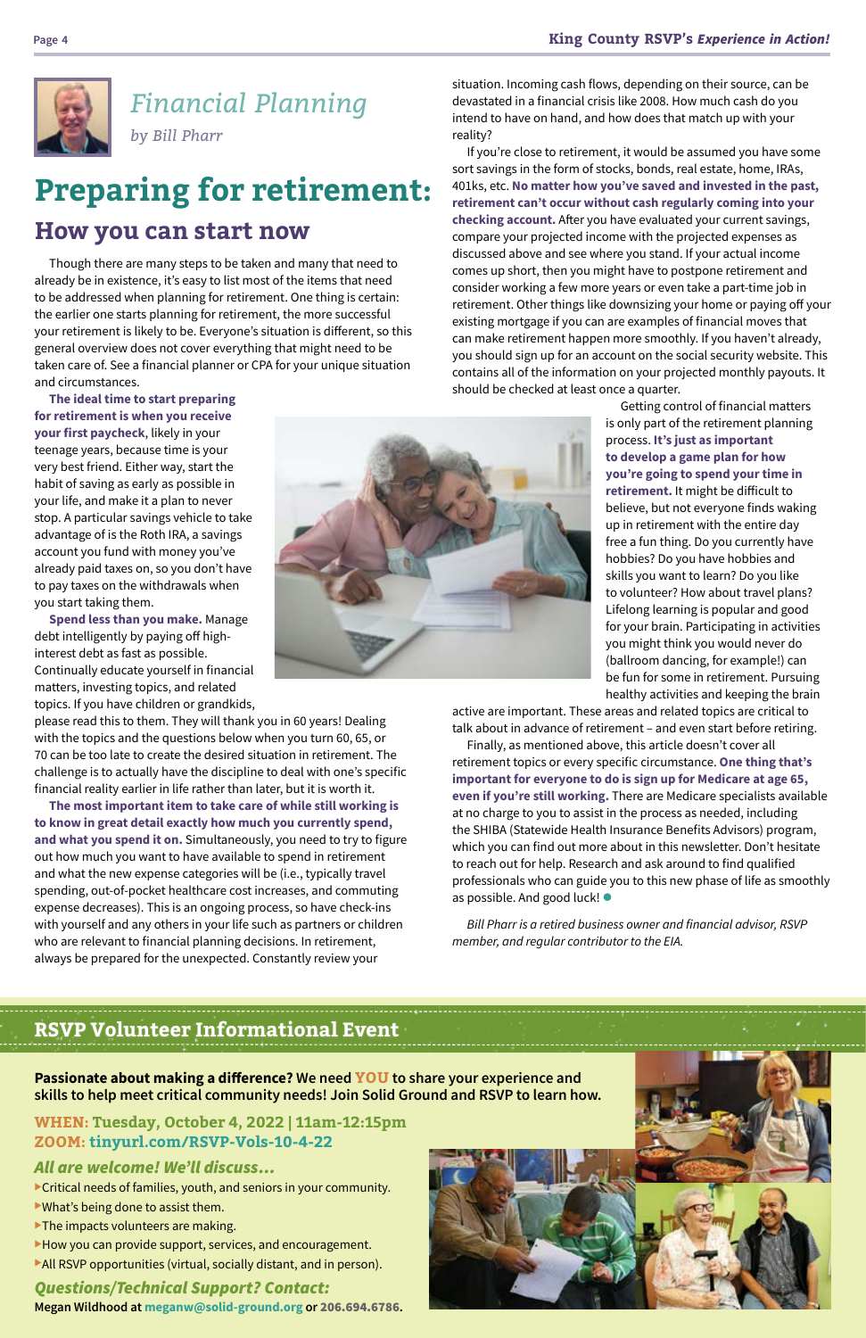*Financial Planning*

*by Bill Pharr*

# Preparing for retirement:

## How you can start now

Though there are many steps to be taken and many that need to already be in existence, it's easy to list most of the items that need to be addressed when planning for retirement. One thing is certain: the earlier one starts planning for retirement, the more successful your retirement is likely to be. Everyone's situation is different, so this general overview does not cover everything that might need to be taken care of. See a financial planner or CPA for your unique situation and circumstances.

**The ideal time to start preparing for retirement is when you receive your first paycheck**, likely in your teenage years, because time is your very best friend. Either way, start the habit of saving as early as possible in your life, and make it a plan to never stop. A particular savings vehicle to take advantage of is the Roth IRA, a savings account you fund with money you've already paid taxes on, so you don't have to pay taxes on the withdrawals when you start taking them.

**Spend less than you make.** Manage debt intelligently by paying off high-interest debt as fast as possible. Continually educate yourself in financial matters, investing topics, and related topics. If you have children or grandkids, please read this to them. They will thank you in 60 years! Dealing with the topics and the questions below when you turn 60, 65, or 70 can be too late to create the desired situation in retirement. The challenge is to actually have the discipline to deal with one's specific financial reality earlier in life rather than later, but it is worth it.

**The most important item to take care of while still working is to know in great detail exactly how much you currently spend, and what you spend it on.** Simultaneously, you need to try to figure out how much you want to have available to spend in retirement and what the new expense categories will be (i.e., typically travel spending, out-of-pocket healthcare cost increases, and commuting expense decreases). This is an ongoing process, so have check-ins with yourself and any others in your life such as partners or children who are relevant to financial planning decisions. In retirement, always be prepared for the unexpected. Constantly review your situation. Incoming cash flows, depending on their source, can be devastated in a financial crisis like 2008. How much cash do you intend to have on hand, and how does that match up with your reality?

If you're close to retirement, it would be assumed you have some sort savings in the form of stocks, bonds, real estate, home, IRAs, 401ks, etc. **No matter how you've saved and invested in the past, retirement can't occur without cash regularly coming into your checking account.** After you have evaluated your current savings, compare your projected income with the projected expenses as discussed above and see where you stand. If your actual income comes up short, then you might have to postpone retirement and consider working a few more years or even take a part-time job in retirement. Other things like downsizing your home or paying off your existing mortgage if you can are examples of financial moves that can make retirement happen more smoothly. If you haven't already, you should sign up for an account on the social security website. This contains all of the information on your projected monthly payouts. It should be checked at least once a quarter.

Getting control of financial matters is only part of the retirement planning process. **It's just as important to develop a game plan for how you're going to spend your time in retirement.** It might be difficult to believe, but not everyone finds waking up in retirement with the entire day free a fun thing. Do you currently have hobbies? Do you have hobbies and skills you want to learn? Do you like to volunteer? How about travel plans? Lifelong learning is popular and good for your brain. Participating in activities you might think you would never do (ballroom dancing, for example!) can be fun for some in retirement. Pursuing healthy activities and keeping the brain active are important. These areas and related topics are critical to talk about in advance of retirement – and even start before retiring.

Finally, as mentioned above, this article doesn't cover all retirement topics or every specific circumstance. **One thing that's important for everyone to do is sign up for Medicare at age 65, even if you're still working.** There are Medicare specialists available at no charge to you to assist in the process as needed, including the SHIBA (Statewide Health Insurance Benefits Advisors) program, which you can find out more about in this newsletter. Don't hesitate to reach out for help. Research and ask around to find qualified professionals who can guide you to this new phase of life as smoothly as possible. And good luck! ●

*Bill Pharr is a retired business owner and financial advisor, RSVP member, and regular contributor to the EIA.*

## RSVP Volunteer Informational Event

**Passionate about making a difference?** We need **YOU** to share your experience and skills to help meet critical community needs! Join Solid Ground and RSVP to learn how.

**WHEN: Tuesday, October 4, 2022 | 11am-12:15pm**
**ZOOM: tinyurl.com/RSVP-Vols-10-4-22**

***All are welcome! We'll discuss…***

- Critical needs of families, youth, and seniors in your community.
- What's being done to assist them.
- The impacts volunteers are making.
- How you can provide support, services, and encouragement.
- All RSVP opportunities (virtual, socially distant, and in person).

***Questions/Technical Support? Contact:***
**Megan Wildhood at meganw@solid-ground.org or 206.694.6786.**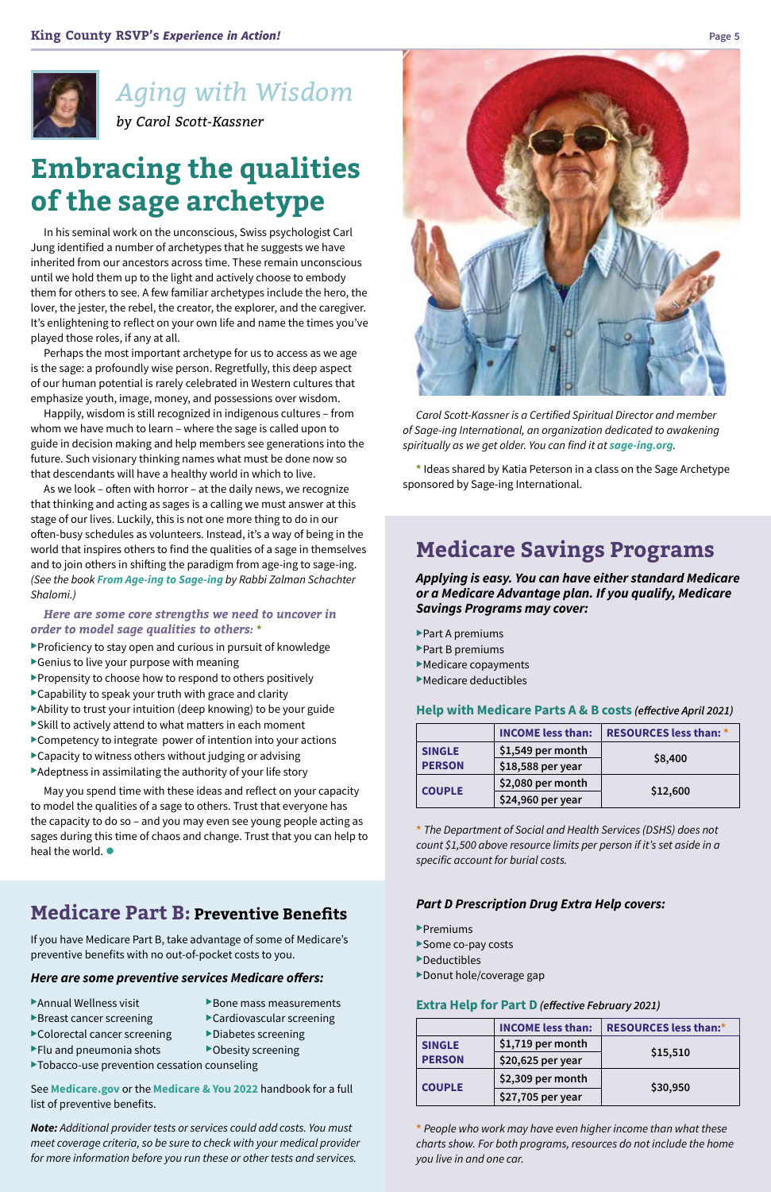# Aging with Wisdom

*by Carol Scott-Kassner*

## Embracing the qualities of the sage archetype

In his seminal work on the unconscious, Swiss psychologist Carl Jung identified a number of archetypes that he suggests we have inherited from our ancestors across time. These remain unconscious until we hold them up to the light and actively choose to embody them for others to see. A few familiar archetypes include the hero, the lover, the jester, the rebel, the creator, the explorer, and the caregiver. It's enlightening to reflect on your own life and name the times you've played those roles, if any at all.

Perhaps the most important archetype for us to access as we age is the sage: a profoundly wise person. Regretfully, this deep aspect of our human potential is rarely celebrated in Western cultures that emphasize youth, image, money, and possessions over wisdom.

Happily, wisdom is still recognized in indigenous cultures – from whom we have much to learn – where the sage is called upon to guide in decision making and help members see generations into the future. Such visionary thinking names what must be done now so that descendants will have a healthy world in which to live.

As we look – often with horror – at the daily news, we recognize that thinking and acting as sages is a calling we must answer at this stage of our lives. Luckily, this is not one more thing to do in our often-busy schedules as volunteers. Instead, it's a way of being in the world that inspires others to find the qualities of a sage in themselves and to join others in shifting the paradigm from age-ing to sage-ing. *(See the book **From Age-ing to Sage-ing** by Rabbi Zalman Schachter Shalomi.)*

***Here are some core strengths we need to uncover in order to model sage qualities to others: \****

- Proficiency to stay open and curious in pursuit of knowledge
- Genius to live your purpose with meaning
- Propensity to choose how to respond to others positively
- Capability to speak your truth with grace and clarity
- Ability to trust your intuition (deep knowing) to be your guide
- Skill to actively attend to what matters in each moment
- Competency to integrate power of intention into your actions
- Capacity to witness others without judging or advising
- Adeptness in assimilating the authority of your life story

May you spend time with these ideas and reflect on your capacity to model the qualities of a sage to others. Trust that everyone has the capacity to do so – and you may even see young people acting as sages during this time of chaos and change. Trust that you can help to heal the world. ●

*Carol Scott-Kassner is a Certified Spiritual Director and member of Sage-ing International, an organization dedicated to awakening spiritually as we get older. You can find it at **sage-ing.org**.*

\* Ideas shared by Katia Peterson in a class on the Sage Archetype sponsored by Sage-ing International.

## Medicare Part B: Preventive Benefits

If you have Medicare Part B, take advantage of some of Medicare's preventive benefits with no out-of-pocket costs to you.

### *Here are some preventive services Medicare offers:*

- Annual Wellness visit
- Breast cancer screening
- Colorectal cancer screening
- Flu and pneumonia shots
- Bone mass measurements
- Cardiovascular screening
- Diabetes screening
- Obesity screening
- Tobacco-use prevention cessation counseling

See **Medicare.gov** or the **Medicare & You 2022** handbook for a full list of preventive benefits.

***Note:*** *Additional provider tests or services could add costs. You must meet coverage criteria, so be sure to check with your medical provider for more information before you run these or other tests and services.*

## Medicare Savings Programs

***Applying is easy. You can have either standard Medicare or a Medicare Advantage plan. If you qualify, Medicare Savings Programs may cover:***

- Part A premiums
- Part B premiums
- Medicare copayments
- Medicare deductibles

### Help with Medicare Parts A & B costs *(effective April 2021)*

| | INCOME less than: | RESOURCES less than: * |
|---|---|---|
| SINGLE PERSON | $1,549 per month | $8,400 |
| | $18,588 per year | |
| COUPLE | $2,080 per month | $12,600 |
| | $24,960 per year | |

*\* The Department of Social and Health Services (DSHS) does not count $1,500 above resource limits per person if it's set aside in a specific account for burial costs.*

### *Part D Prescription Drug Extra Help covers:*

- Premiums
- Some co-pay costs
- Deductibles
- Donut hole/coverage gap

### Extra Help for Part D *(effective February 2021)*

| | INCOME less than: | RESOURCES less than:* |
|---|---|---|
| SINGLE PERSON | $1,719 per month | $15,510 |
| | $20,625 per year | |
| COUPLE | $2,309 per month | $30,950 |
| | $27,705 per year | |

*\* People who work may have even higher income than what these charts show. For both programs, resources do not include the home you live in and one car.*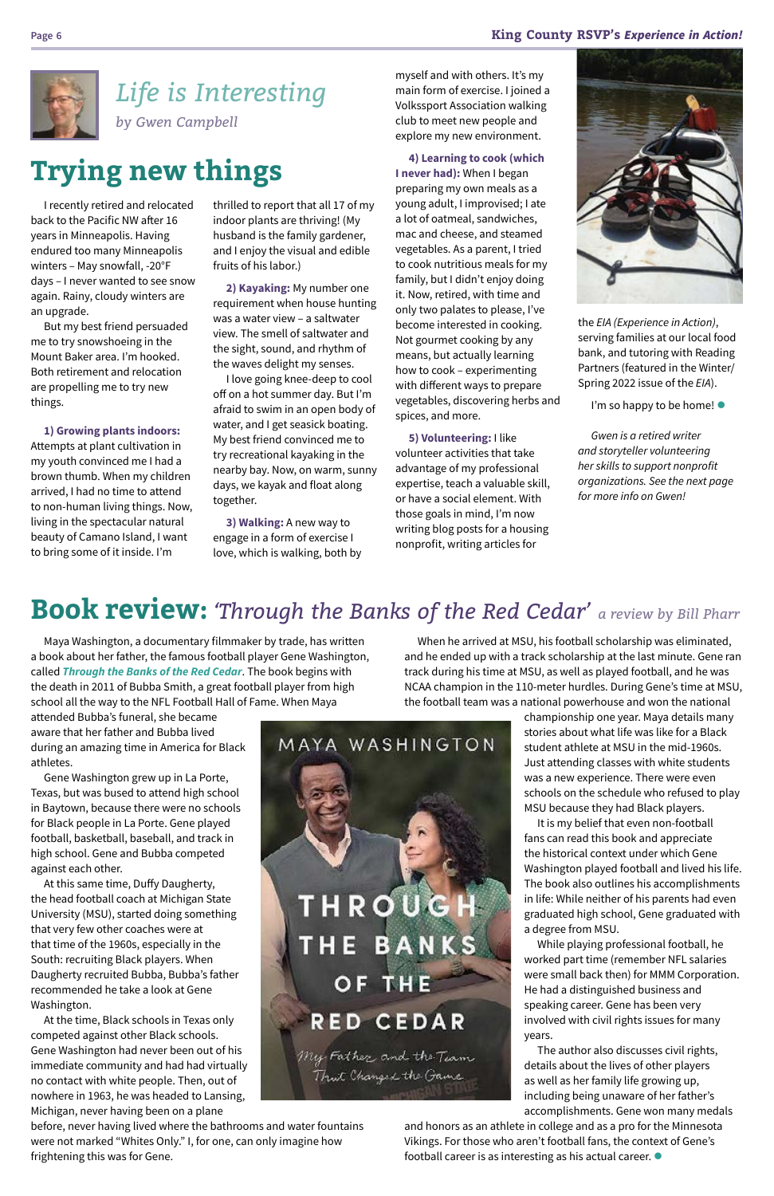## Life is Interesting

*by Gwen Campbell*

# Trying new things

I recently retired and relocated back to the Pacific NW after 16 years in Minneapolis. Having endured too many Minneapolis winters – May snowfall, -20°F days – I never wanted to see snow again. Rainy, cloudy winters are an upgrade.

But my best friend persuaded me to try snowshoeing in the Mount Baker area. I'm hooked. Both retirement and relocation are propelling me to try new things.

**1) Growing plants indoors:** Attempts at plant cultivation in my youth convinced me I had a brown thumb. When my children arrived, I had no time to attend to non-human living things. Now, living in the spectacular natural beauty of Camano Island, I want to bring some of it inside. I'm thrilled to report that all 17 of my indoor plants are thriving! (My husband is the family gardener, and I enjoy the visual and edible fruits of his labor.)

**2) Kayaking:** My number one requirement when house hunting was a water view – a saltwater view. The smell of saltwater and the sight, sound, and rhythm of the waves delight my senses.

I love going knee-deep to cool off on a hot summer day. But I'm afraid to swim in an open body of water, and I get seasick boating. My best friend convinced me to try recreational kayaking in the nearby bay. Now, on warm, sunny days, we kayak and float along together.

**3) Walking:** A new way to engage in a form of exercise I love, which is walking, both by myself and with others. It's my main form of exercise. I joined a Volkssport Association walking club to meet new people and explore my new environment.

**4) Learning to cook (which I never had):** When I began preparing my own meals as a young adult, I improvised; I ate a lot of oatmeal, sandwiches, mac and cheese, and steamed vegetables. As a parent, I tried to cook nutritious meals for my family, but I didn't enjoy doing it. Now, retired, with time and only two palates to please, I've become interested in cooking. Not gourmet cooking by any means, but actually learning how to cook – experimenting with different ways to prepare vegetables, discovering herbs and spices, and more.

**5) Volunteering:** I like volunteer activities that take advantage of my professional expertise, teach a valuable skill, or have a social element. With those goals in mind, I'm now writing blog posts for a housing nonprofit, writing articles for the *EIA* (*Experience in Action*), serving families at our local food bank, and tutoring with Reading Partners (featured in the Winter/Spring 2022 issue of the *EIA*).

I'm so happy to be home!

*Gwen is a retired writer and storyteller volunteering her skills to support nonprofit organizations. See the next page for more info on Gwen!*

# Book review: *'Through the Banks of the Red Cedar'* *a review by Bill Pharr*

Maya Washington, a documentary filmmaker by trade, has written a book about her father, the famous football player Gene Washington, called ***Through the Banks of the Red Cedar***. The book begins with the death in 2011 of Bubba Smith, a great football player from high school all the way to the NFL Football Hall of Fame. When Maya attended Bubba's funeral, she became aware that her father and Bubba lived during an amazing time in America for Black athletes.

Gene Washington grew up in La Porte, Texas, but was bused to attend high school in Baytown, because there were no schools for Black people in La Porte. Gene played football, basketball, baseball, and track in high school. Gene and Bubba competed against each other.

At this same time, Duffy Daugherty, the head football coach at Michigan State University (MSU), started doing something that very few other coaches were at that time of the 1960s, especially in the South: recruiting Black players. When Daugherty recruited Bubba, Bubba's father recommended he take a look at Gene Washington.

At the time, Black schools in Texas only competed against other Black schools. Gene Washington had never been out of his immediate community and had had virtually no contact with white people. Then, out of nowhere in 1963, he was headed to Lansing, Michigan, never having been on a plane before, never having lived where the bathrooms and water fountains were not marked "Whites Only." I, for one, can only imagine how frightening this was for Gene.

When he arrived at MSU, his football scholarship was eliminated, and he ended up with a track scholarship at the last minute. Gene ran track during his time at MSU, as well as played football, and he was NCAA champion in the 110-meter hurdles. During Gene's time at MSU, the football team was a national powerhouse and won the national championship one year. Maya details many stories about what life was like for a Black student athlete at MSU in the mid-1960s. Just attending classes with white students was a new experience. There were even schools on the schedule who refused to play MSU because they had Black players.

It is my belief that even non-football fans can read this book and appreciate the historical context under which Gene Washington played football and lived his life. The book also outlines his accomplishments in life: While neither of his parents had even graduated high school, Gene graduated with a degree from MSU.

While playing professional football, he worked part time (remember NFL salaries were small back then) for MMM Corporation. He had a distinguished business and speaking career. Gene has been very involved with civil rights issues for many years.

The author also discusses civil rights, details about the lives of other players as well as her family life growing up, including being unaware of her father's accomplishments. Gene won many medals and honors as an athlete in college and as a pro for the Minnesota Vikings. For those who aren't football fans, the context of Gene's football career is as interesting as his actual career.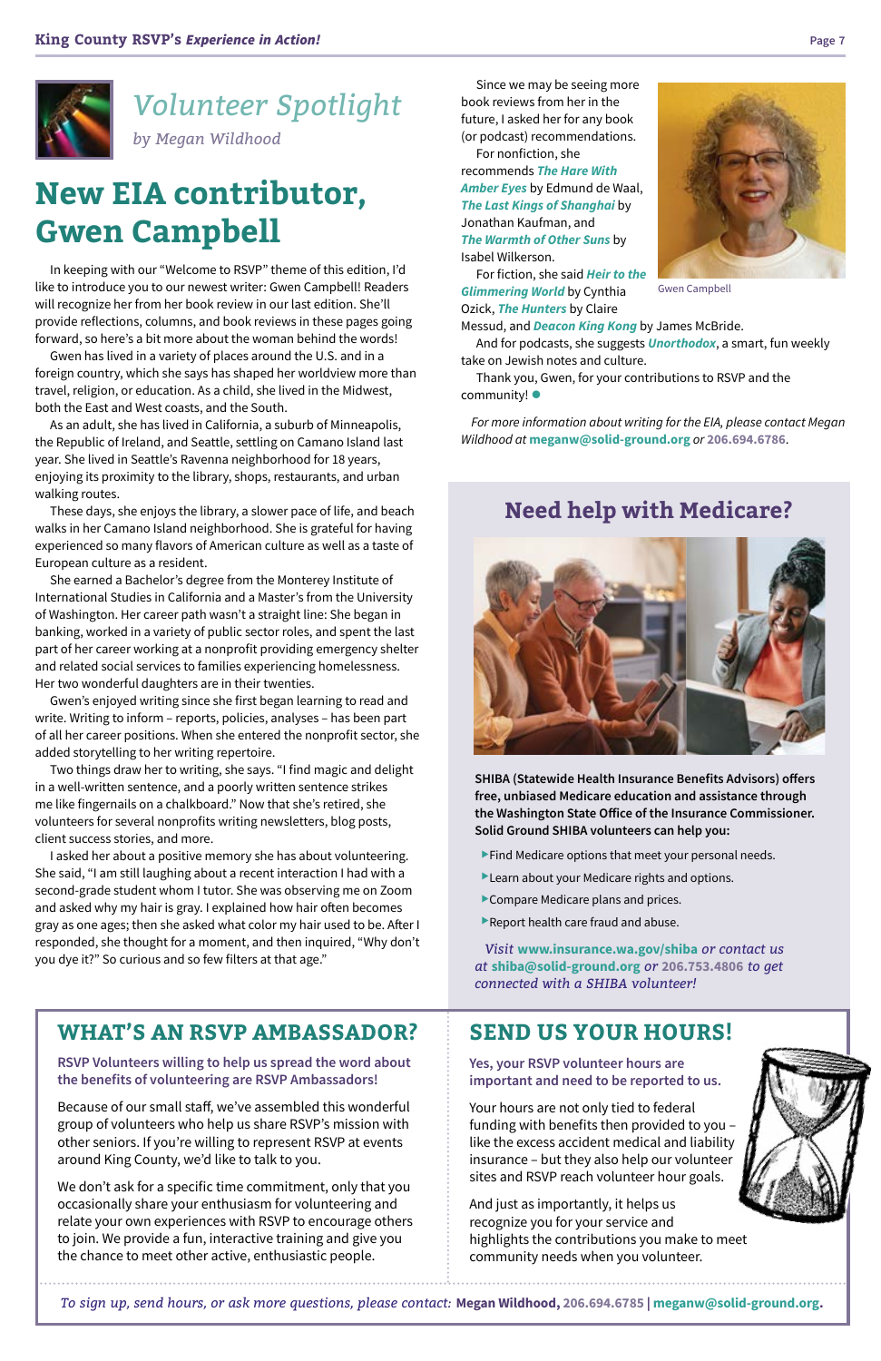## Volunteer Spotlight

*by Megan Wildhood*

# New EIA contributor, Gwen Campbell

In keeping with our "Welcome to RSVP" theme of this edition, I'd like to introduce you to our newest writer: Gwen Campbell! Readers will recognize her from her book review in our last edition. She'll provide reflections, columns, and book reviews in these pages going forward, so here's a bit more about the woman behind the words!

Gwen has lived in a variety of places around the U.S. and in a foreign country, which she says has shaped her worldview more than travel, religion, or education. As a child, she lived in the Midwest, both the East and West coasts, and the South.

As an adult, she has lived in California, a suburb of Minneapolis, the Republic of Ireland, and Seattle, settling on Camano Island last year. She lived in Seattle's Ravenna neighborhood for 18 years, enjoying its proximity to the library, shops, restaurants, and urban walking routes.

These days, she enjoys the library, a slower pace of life, and beach walks in her Camano Island neighborhood. She is grateful for having experienced so many flavors of American culture as well as a taste of European culture as a resident.

She earned a Bachelor's degree from the Monterey Institute of International Studies in California and a Master's from the University of Washington. Her career path wasn't a straight line: She began in banking, worked in a variety of public sector roles, and spent the last part of her career working at a nonprofit providing emergency shelter and related social services to families experiencing homelessness. Her two wonderful daughters are in their twenties.

Gwen's enjoyed writing since she first began learning to read and write. Writing to inform – reports, policies, analyses – has been part of all her career positions. When she entered the nonprofit sector, she added storytelling to her writing repertoire.

Two things draw her to writing, she says. "I find magic and delight in a well-written sentence, and a poorly written sentence strikes me like fingernails on a chalkboard." Now that she's retired, she volunteers for several nonprofits writing newsletters, blog posts, client success stories, and more.

I asked her about a positive memory she has about volunteering. She said, "I am still laughing about a recent interaction I had with a second-grade student whom I tutor. She was observing me on Zoom and asked why my hair is gray. I explained how hair often becomes gray as one ages; then she asked what color my hair used to be. After I responded, she thought for a moment, and then inquired, "Why don't you dye it?" So curious and so few filters at that age."

Since we may be seeing more book reviews from her in the future, I asked her for any book (or podcast) recommendations.

For nonfiction, she recommends ***The Hare With Amber Eyes*** by Edmund de Waal, ***The Last Kings of Shanghai*** by Jonathan Kaufman, and ***The Warmth of Other Suns*** by Isabel Wilkerson.

Gwen Campbell

For fiction, she said ***Heir to the Glimmering World*** by Cynthia Ozick, ***The Hunters*** by Claire Messud, and ***Deacon King Kong*** by James McBride.

And for podcasts, she suggests ***Unorthodox***, a smart, fun weekly take on Jewish notes and culture.

Thank you, Gwen, for your contributions to RSVP and the community!

*For more information about writing for the EIA, please contact Megan Wildhood at* **meganw@solid-ground.org** *or* **206.694.6786**.

## Need help with Medicare?

**SHIBA (Statewide Health Insurance Benefits Advisors) offers free, unbiased Medicare education and assistance through the Washington State Office of the Insurance Commissioner. Solid Ground SHIBA volunteers can help you:**

- Find Medicare options that meet your personal needs.
- Learn about your Medicare rights and options.
- Compare Medicare plans and prices.
- Report health care fraud and abuse.

*Visit* **www.insurance.wa.gov/shiba** *or contact us at* **shiba@solid-ground.org** *or* **206.753.4806** *to get connected with a SHIBA volunteer!*

## WHAT'S AN RSVP AMBASSADOR?

**RSVP Volunteers willing to help us spread the word about the benefits of volunteering are RSVP Ambassadors!**

Because of our small staff, we've assembled this wonderful group of volunteers who help us share RSVP's mission with other seniors. If you're willing to represent RSVP at events around King County, we'd like to talk to you.

We don't ask for a specific time commitment, only that you occasionally share your enthusiasm for volunteering and relate your own experiences with RSVP to encourage others to join. We provide a fun, interactive training and give you the chance to meet other active, enthusiastic people.

## SEND US YOUR HOURS!

**Yes, your RSVP volunteer hours are important and need to be reported to us.**

Your hours are not only tied to federal funding with benefits then provided to you – like the excess accident medical and liability insurance – but they also help our volunteer sites and RSVP reach volunteer hour goals.

And just as importantly, it helps us recognize you for your service and highlights the contributions you make to meet community needs when you volunteer.

*To sign up, send hours, or ask more questions, please contact:* **Megan Wildhood, 206.694.6785 | meganw@solid-ground.org.**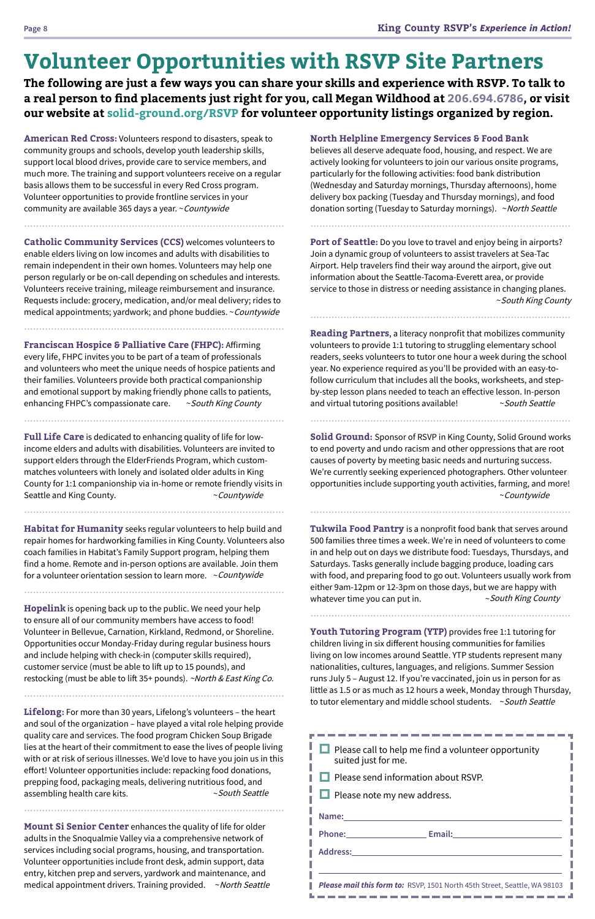# Volunteer Opportunities with RSVP Site Partners

**The following are just a few ways you can share your skills and experience with RSVP. To talk to a real person to find placements just right for you, call Megan Wildhood at 206.694.6786, or visit our website at solid-ground.org/RSVP for volunteer opportunity listings organized by region.**

**American Red Cross:** Volunteers respond to disasters, speak to community groups and schools, develop youth leadership skills, support local blood drives, provide care to service members, and much more. The training and support volunteers receive on a regular basis allows them to be successful in every Red Cross program. Volunteer opportunities to provide frontline services in your community are available 365 days a year. *~Countywide*

**Catholic Community Services (CCS)** welcomes volunteers to enable elders living on low incomes and adults with disabilities to remain independent in their own homes. Volunteers may help one person regularly or be on-call depending on schedules and interests. Volunteers receive training, mileage reimbursement and insurance. Requests include: grocery, medication, and/or meal delivery; rides to medical appointments; yardwork; and phone buddies. *~Countywide*

**Franciscan Hospice & Palliative Care (FHPC):** Affirming every life, FHPC invites you to be part of a team of professionals and volunteers who meet the unique needs of hospice patients and their families. Volunteers provide both practical companionship and emotional support by making friendly phone calls to patients, enhancing FHPC's compassionate care. *~South King County*

**Full Life Care** is dedicated to enhancing quality of life for low-income elders and adults with disabilities. Volunteers are invited to support elders through the ElderFriends Program, which custom-matches volunteers with lonely and isolated older adults in King County for 1:1 companionship via in-home or remote friendly visits in Seattle and King County. *~Countywide*

**Habitat for Humanity** seeks regular volunteers to help build and repair homes for hardworking families in King County. Volunteers also coach families in Habitat's Family Support program, helping them find a home. Remote and in-person options are available. Join them for a volunteer orientation session to learn more. *~Countywide*

**Hopelink** is opening back up to the public. We need your help to ensure all of our community members have access to food! Volunteer in Bellevue, Carnation, Kirkland, Redmond, or Shoreline. Opportunities occur Monday-Friday during regular business hours and include helping with check-in (computer skills required), customer service (must be able to lift up to 15 pounds), and restocking (must be able to lift 35+ pounds). *~North & East King Co.*

**Lifelong:** For more than 30 years, Lifelong's volunteers – the heart and soul of the organization – have played a vital role helping provide quality care and services. The food program Chicken Soup Brigade lies at the heart of their commitment to ease the lives of people living with or at risk of serious illnesses. We'd love to have you join us in this effort! Volunteer opportunities include: repacking food donations, prepping food, packaging meals, delivering nutritious food, and assembling health care kits. *~South Seattle*

**Mount Si Senior Center** enhances the quality of life for older adults in the Snoqualmie Valley via a comprehensive network of services including social programs, housing, and transportation. Volunteer opportunities include front desk, admin support, data entry, kitchen prep and servers, yardwork and maintenance, and medical appointment drivers. Training provided. *~North Seattle*

**North Helpline Emergency Services & Food Bank** believes all deserve adequate food, housing, and respect. We are actively looking for volunteers to join our various onsite programs, particularly for the following activities: food bank distribution (Wednesday and Saturday mornings, Thursday afternoons), home delivery box packing (Tuesday and Thursday mornings), and food donation sorting (Tuesday to Saturday mornings). *~North Seattle*

**Port of Seattle:** Do you love to travel and enjoy being in airports? Join a dynamic group of volunteers to assist travelers at Sea-Tac Airport. Help travelers find their way around the airport, give out information about the Seattle-Tacoma-Everett area, or provide service to those in distress or needing assistance in changing planes. *~South King County*

**Reading Partners**, a literacy nonprofit that mobilizes community volunteers to provide 1:1 tutoring to struggling elementary school readers, seeks volunteers to tutor one hour a week during the school year. No experience required as you'll be provided with an easy-to-follow curriculum that includes all the books, worksheets, and step-by-step lesson plans needed to teach an effective lesson. In-person and virtual tutoring positions available! *~South Seattle*

**Solid Ground:** Sponsor of RSVP in King County, Solid Ground works to end poverty and undo racism and other oppressions that are root causes of poverty by meeting basic needs and nurturing success. We're currently seeking experienced photographers. Other volunteer opportunities include supporting youth activities, farming, and more! *~Countywide*

**Tukwila Food Pantry** is a nonprofit food bank that serves around 500 families three times a week. We're in need of volunteers to come in and help out on days we distribute food: Tuesdays, Thursdays, and Saturdays. Tasks generally include bagging produce, loading cars with food, and preparing food to go out. Volunteers usually work from either 9am-12pm or 12-3pm on those days, but we are happy with whatever time you can put in. *~South King County*

**Youth Tutoring Program (YTP)** provides free 1:1 tutoring for children living in six different housing communities for families living on low incomes around Seattle. YTP students represent many nationalities, cultures, languages, and religions. Summer Session runs July 5 – August 12. If you're vaccinated, join us in person for as little as 1.5 or as much as 12 hours a week, Monday through Thursday, to tutor elementary and middle school students. *~South Seattle*

- ☐ Please call to help me find a volunteer opportunity suited just for me.
- ☐ Please send information about RSVP.
- ☐ Please note my new address.

**Name:** ________________________________

**Phone:** ________________ **Email:** ________________

**Address:** ________________________________

________________________________

***Please mail this form to:*** RSVP, 1501 North 45th Street, Seattle, WA 98103